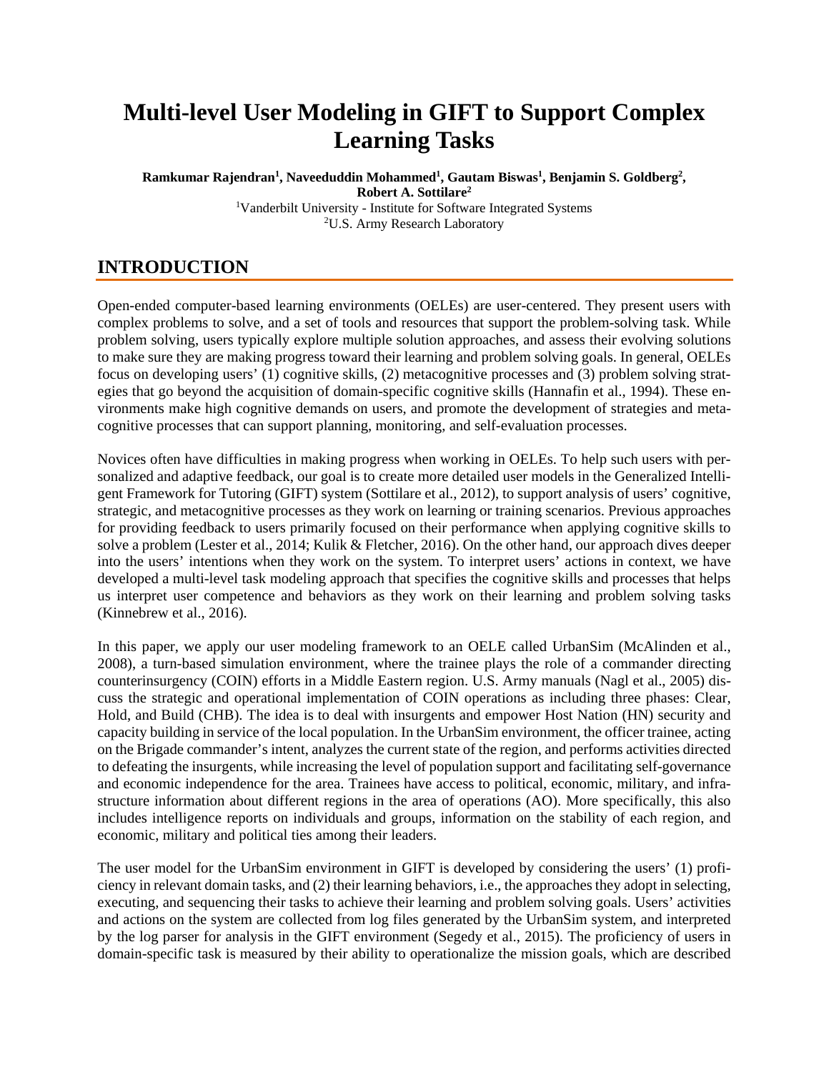# Multi-level User Modeling in GIFT to Support Complex Learning Tasks

**Ramkumar Rajendran[1], Naveeduddin Mohammed[1], Gautam Biswas[1], Benjamin S. Goldberg[2], Robert A. Sottilare[2]**

[1]Vanderbilt University - Institute for Software Integrated Systems

[2]U.S. Army Research Laboratory

## INTRODUCTION

Open-ended computer-based learning environments (OELEs) are user-centered. They present users with complex problems to solve, and a set of tools and resources that support the problem-solving task. While problem solving, users typically explore multiple solution approaches, and assess their evolving solutions to make sure they are making progress toward their learning and problem solving goals. In general, OELEs focus on developing users' (1) cognitive skills, (2) metacognitive processes and (3) problem solving strategies that go beyond the acquisition of domain-specific cognitive skills (Hannafin et al., 1994). These environments make high cognitive demands on users, and promote the development of strategies and metacognitive processes that can support planning, monitoring, and self-evaluation processes.

Novices often have difficulties in making progress when working in OELEs. To help such users with personalized and adaptive feedback, our goal is to create more detailed user models in the Generalized Intelligent Framework for Tutoring (GIFT) system (Sottilare et al., 2012), to support analysis of users' cognitive, strategic, and metacognitive processes as they work on learning or training scenarios. Previous approaches for providing feedback to users primarily focused on their performance when applying cognitive skills to solve a problem (Lester et al., 2014; Kulik & Fletcher, 2016). On the other hand, our approach dives deeper into the users' intentions when they work on the system. To interpret users' actions in context, we have developed a multi-level task modeling approach that specifies the cognitive skills and processes that helps us interpret user competence and behaviors as they work on their learning and problem solving tasks (Kinnebrew et al., 2016).

In this paper, we apply our user modeling framework to an OELE called UrbanSim (McAlinden et al., 2008), a turn-based simulation environment, where the trainee plays the role of a commander directing counterinsurgency (COIN) efforts in a Middle Eastern region. U.S. Army manuals (Nagl et al., 2005) discuss the strategic and operational implementation of COIN operations as including three phases: Clear, Hold, and Build (CHB). The idea is to deal with insurgents and empower Host Nation (HN) security and capacity building in service of the local population. In the UrbanSim environment, the officer trainee, acting on the Brigade commander's intent, analyzes the current state of the region, and performs activities directed to defeating the insurgents, while increasing the level of population support and facilitating self-governance and economic independence for the area. Trainees have access to political, economic, military, and infrastructure information about different regions in the area of operations (AO). More specifically, this also includes intelligence reports on individuals and groups, information on the stability of each region, and economic, military and political ties among their leaders.

The user model for the UrbanSim environment in GIFT is developed by considering the users' (1) proficiency in relevant domain tasks, and (2) their learning behaviors, i.e., the approaches they adopt in selecting, executing, and sequencing their tasks to achieve their learning and problem solving goals. Users' activities and actions on the system are collected from log files generated by the UrbanSim system, and interpreted by the log parser for analysis in the GIFT environment (Segedy et al., 2015). The proficiency of users in domain-specific task is measured by their ability to operationalize the mission goals, which are described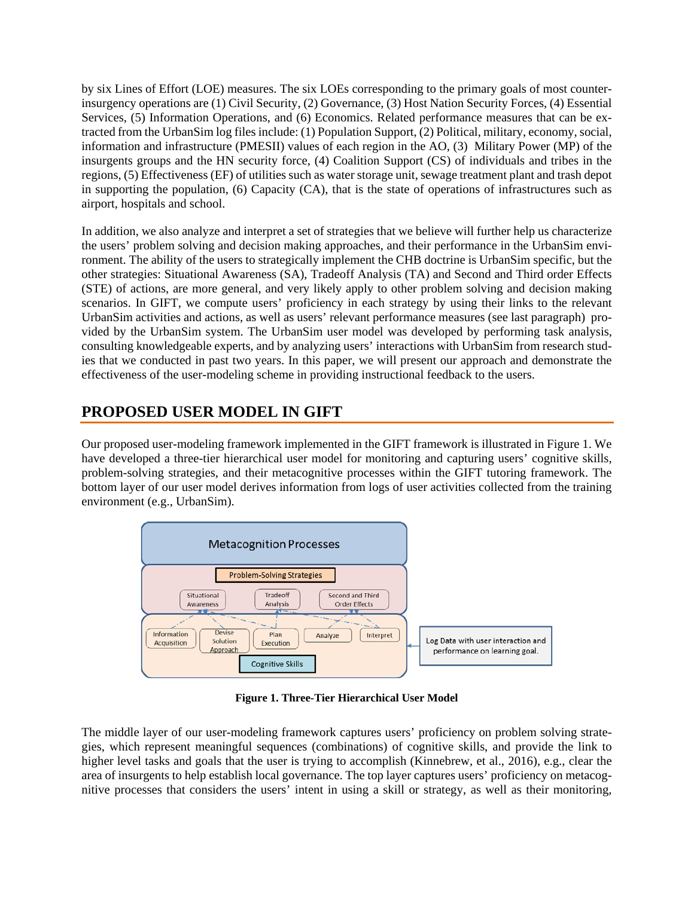by six Lines of Effort (LOE) measures. The six LOEs corresponding to the primary goals of most counter-insurgency operations are (1) Civil Security, (2) Governance, (3) Host Nation Security Forces, (4) Essential Services, (5) Information Operations, and (6) Economics. Related performance measures that can be extracted from the UrbanSim log files include: (1) Population Support, (2) Political, military, economy, social, information and infrastructure (PMESII) values of each region in the AO, (3) Military Power (MP) of the insurgents groups and the HN security force, (4) Coalition Support (CS) of individuals and tribes in the regions, (5) Effectiveness (EF) of utilities such as water storage unit, sewage treatment plant and trash depot in supporting the population, (6) Capacity (CA), that is the state of operations of infrastructures such as airport, hospitals and school.

In addition, we also analyze and interpret a set of strategies that we believe will further help us characterize the users' problem solving and decision making approaches, and their performance in the UrbanSim environment. The ability of the users to strategically implement the CHB doctrine is UrbanSim specific, but the other strategies: Situational Awareness (SA), Tradeoff Analysis (TA) and Second and Third order Effects (STE) of actions, are more general, and very likely apply to other problem solving and decision making scenarios. In GIFT, we compute users' proficiency in each strategy by using their links to the relevant UrbanSim activities and actions, as well as users' relevant performance measures (see last paragraph) provided by the UrbanSim system. The UrbanSim user model was developed by performing task analysis, consulting knowledgeable experts, and by analyzing users' interactions with UrbanSim from research studies that we conducted in past two years. In this paper, we will present our approach and demonstrate the effectiveness of the user-modeling scheme in providing instructional feedback to the users.

## PROPOSED USER MODEL IN GIFT

Our proposed user-modeling framework implemented in the GIFT framework is illustrated in Figure 1. We have developed a three-tier hierarchical user model for monitoring and capturing users' cognitive skills, problem-solving strategies, and their metacognitive processes within the GIFT tutoring framework. The bottom layer of our user model derives information from logs of user activities collected from the training environment (e.g., UrbanSim).

**Figure 1. Three-Tier Hierarchical User Model**

The middle layer of our user-modeling framework captures users' proficiency on problem solving strategies, which represent meaningful sequences (combinations) of cognitive skills, and provide the link to higher level tasks and goals that the user is trying to accomplish (Kinnebrew, et al., 2016), e.g., clear the area of insurgents to help establish local governance. The top layer captures users' proficiency on metacognitive processes that considers the users' intent in using a skill or strategy, as well as their monitoring,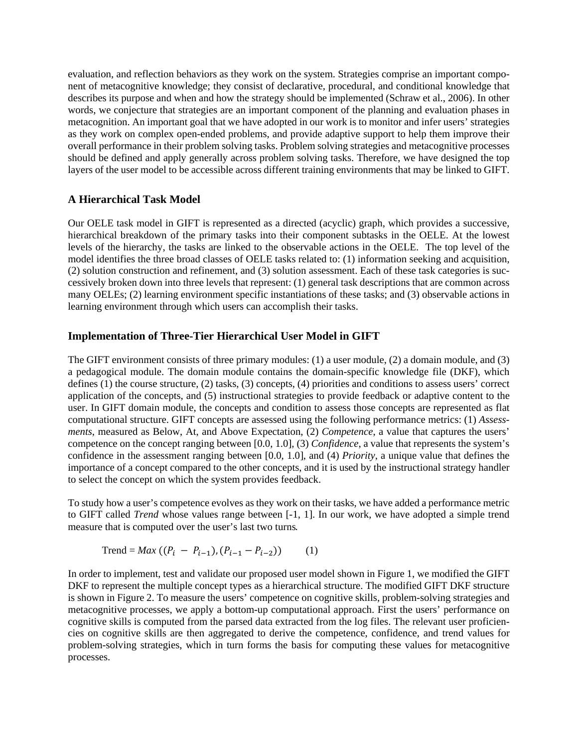evaluation, and reflection behaviors as they work on the system. Strategies comprise an important component of metacognitive knowledge; they consist of declarative, procedural, and conditional knowledge that describes its purpose and when and how the strategy should be implemented (Schraw et al., 2006). In other words, we conjecture that strategies are an important component of the planning and evaluation phases in metacognition. An important goal that we have adopted in our work is to monitor and infer users' strategies as they work on complex open-ended problems, and provide adaptive support to help them improve their overall performance in their problem solving tasks. Problem solving strategies and metacognitive processes should be defined and apply generally across problem solving tasks. Therefore, we have designed the top layers of the user model to be accessible across different training environments that may be linked to GIFT.

## A Hierarchical Task Model

Our OELE task model in GIFT is represented as a directed (acyclic) graph, which provides a successive, hierarchical breakdown of the primary tasks into their component subtasks in the OELE. At the lowest levels of the hierarchy, the tasks are linked to the observable actions in the OELE. The top level of the model identifies the three broad classes of OELE tasks related to: (1) information seeking and acquisition, (2) solution construction and refinement, and (3) solution assessment. Each of these task categories is successively broken down into three levels that represent: (1) general task descriptions that are common across many OELEs; (2) learning environment specific instantiations of these tasks; and (3) observable actions in learning environment through which users can accomplish their tasks.

## Implementation of Three-Tier Hierarchical User Model in GIFT

The GIFT environment consists of three primary modules: (1) a user module, (2) a domain module, and (3) a pedagogical module. The domain module contains the domain-specific knowledge file (DKF), which defines (1) the course structure, (2) tasks, (3) concepts, (4) priorities and conditions to assess users' correct application of the concepts, and (5) instructional strategies to provide feedback or adaptive content to the user. In GIFT domain module, the concepts and condition to assess those concepts are represented as flat computational structure. GIFT concepts are assessed using the following performance metrics: (1) *Assessments*, measured as Below, At, and Above Expectation, (2) *Competence*, a value that captures the users' competence on the concept ranging between [0.0, 1.0], (3) *Confidence*, a value that represents the system's confidence in the assessment ranging between [0.0, 1.0], and (4) *Priority*, a unique value that defines the importance of a concept compared to the other concepts, and it is used by the instructional strategy handler to select the concept on which the system provides feedback.

To study how a user's competence evolves as they work on their tasks, we have added a performance metric to GIFT called *Trend* whose values range between [-1, 1]. In our work, we have adopted a simple trend measure that is computed over the user's last two turns.

$$\text{Trend} = Max\left((P_i - P_{i-1}), (P_{i-1} - P_{i-2})\right) \qquad (1)$$

In order to implement, test and validate our proposed user model shown in Figure 1, we modified the GIFT DKF to represent the multiple concept types as a hierarchical structure. The modified GIFT DKF structure is shown in Figure 2. To measure the users' competence on cognitive skills, problem-solving strategies and metacognitive processes, we apply a bottom-up computational approach. First the users' performance on cognitive skills is computed from the parsed data extracted from the log files. The relevant user proficiencies on cognitive skills are then aggregated to derive the competence, confidence, and trend values for problem-solving strategies, which in turn forms the basis for computing these values for metacognitive processes.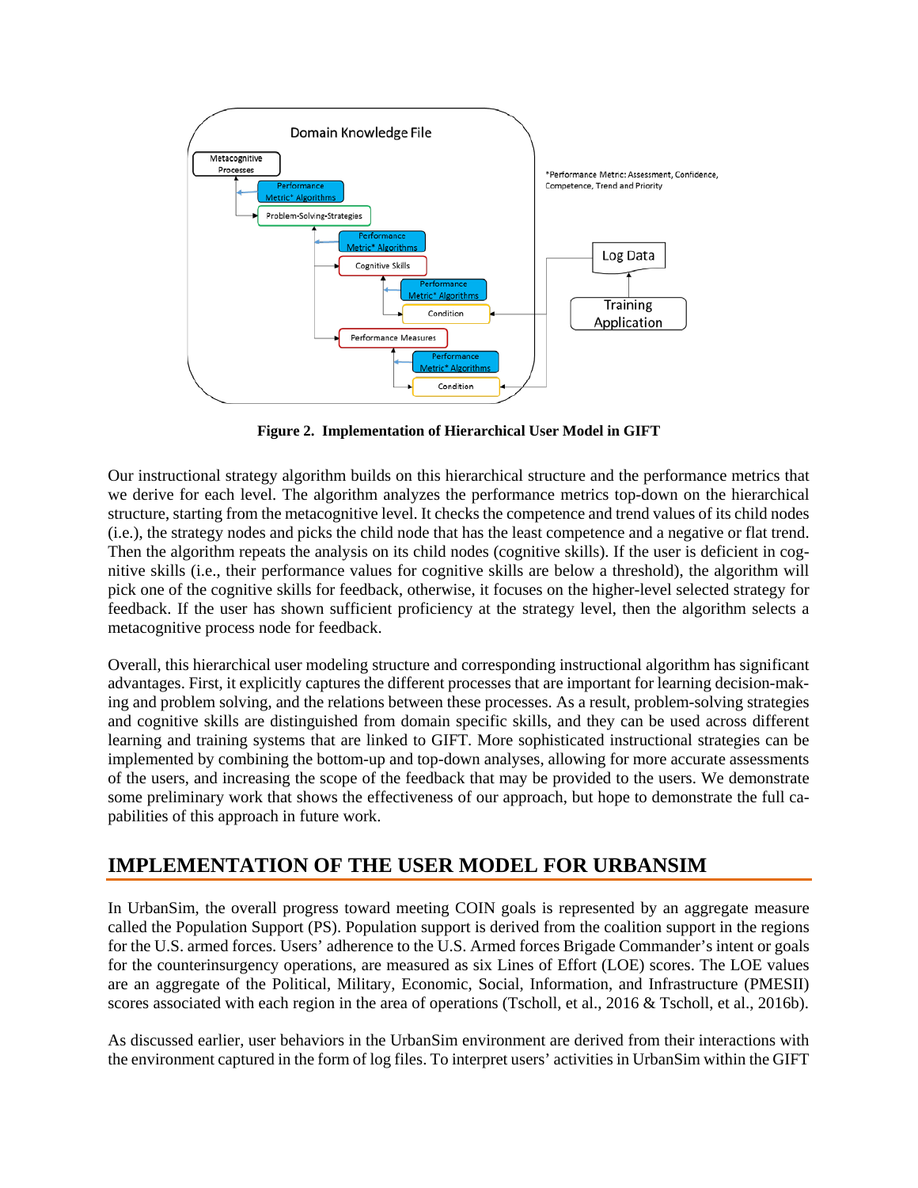Figure 2. Implementation of Hierarchical User Model in GIFT

Our instructional strategy algorithm builds on this hierarchical structure and the performance metrics that we derive for each level. The algorithm analyzes the performance metrics top-down on the hierarchical structure, starting from the metacognitive level. It checks the competence and trend values of its child nodes (i.e.), the strategy nodes and picks the child node that has the least competence and a negative or flat trend. Then the algorithm repeats the analysis on its child nodes (cognitive skills). If the user is deficient in cognitive skills (i.e., their performance values for cognitive skills are below a threshold), the algorithm will pick one of the cognitive skills for feedback, otherwise, it focuses on the higher-level selected strategy for feedback. If the user has shown sufficient proficiency at the strategy level, then the algorithm selects a metacognitive process node for feedback.

Overall, this hierarchical user modeling structure and corresponding instructional algorithm has significant advantages. First, it explicitly captures the different processes that are important for learning decision-making and problem solving, and the relations between these processes. As a result, problem-solving strategies and cognitive skills are distinguished from domain specific skills, and they can be used across different learning and training systems that are linked to GIFT. More sophisticated instructional strategies can be implemented by combining the bottom-up and top-down analyses, allowing for more accurate assessments of the users, and increasing the scope of the feedback that may be provided to the users. We demonstrate some preliminary work that shows the effectiveness of our approach, but hope to demonstrate the full capabilities of this approach in future work.

## IMPLEMENTATION OF THE USER MODEL FOR URBANSIM

In UrbanSim, the overall progress toward meeting COIN goals is represented by an aggregate measure called the Population Support (PS). Population support is derived from the coalition support in the regions for the U.S. armed forces. Users' adherence to the U.S. Armed forces Brigade Commander's intent or goals for the counterinsurgency operations, are measured as six Lines of Effort (LOE) scores. The LOE values are an aggregate of the Political, Military, Economic, Social, Information, and Infrastructure (PMESII) scores associated with each region in the area of operations (Tscholl, et al., 2016 & Tscholl, et al., 2016b).

As discussed earlier, user behaviors in the UrbanSim environment are derived from their interactions with the environment captured in the form of log files. To interpret users' activities in UrbanSim within the GIFT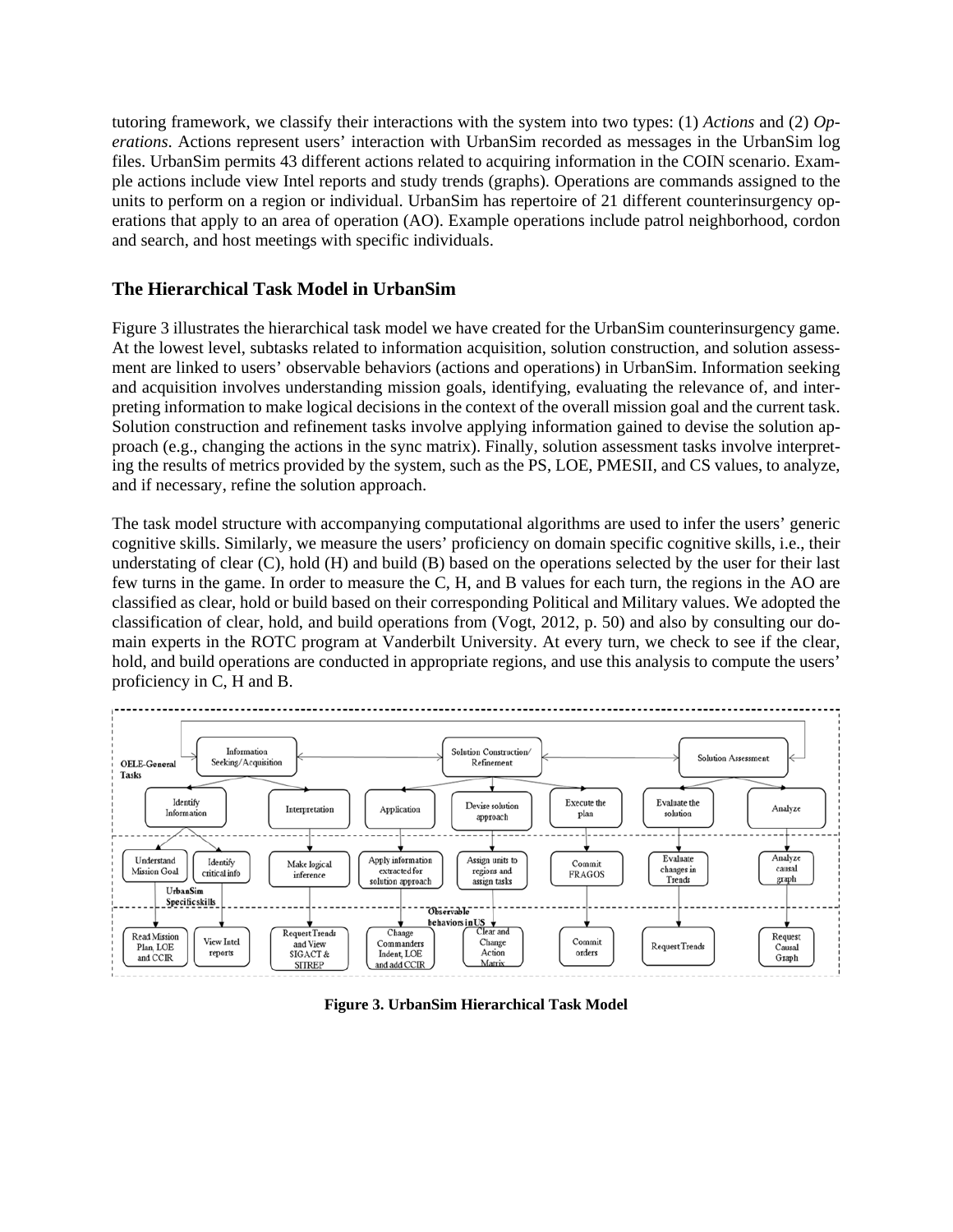tutoring framework, we classify their interactions with the system into two types: (1) *Actions* and (2) *Operations*. Actions represent users' interaction with UrbanSim recorded as messages in the UrbanSim log files. UrbanSim permits 43 different actions related to acquiring information in the COIN scenario. Example actions include view Intel reports and study trends (graphs). Operations are commands assigned to the units to perform on a region or individual. UrbanSim has repertoire of 21 different counterinsurgency operations that apply to an area of operation (AO). Example operations include patrol neighborhood, cordon and search, and host meetings with specific individuals.

## The Hierarchical Task Model in UrbanSim

Figure 3 illustrates the hierarchical task model we have created for the UrbanSim counterinsurgency game. At the lowest level, subtasks related to information acquisition, solution construction, and solution assessment are linked to users' observable behaviors (actions and operations) in UrbanSim. Information seeking and acquisition involves understanding mission goals, identifying, evaluating the relevance of, and interpreting information to make logical decisions in the context of the overall mission goal and the current task. Solution construction and refinement tasks involve applying information gained to devise the solution approach (e.g., changing the actions in the sync matrix). Finally, solution assessment tasks involve interpreting the results of metrics provided by the system, such as the PS, LOE, PMESII, and CS values, to analyze, and if necessary, refine the solution approach.

The task model structure with accompanying computational algorithms are used to infer the users' generic cognitive skills. Similarly, we measure the users' proficiency on domain specific cognitive skills, i.e., their understating of clear (C), hold (H) and build (B) based on the operations selected by the user for their last few turns in the game. In order to measure the C, H, and B values for each turn, the regions in the AO are classified as clear, hold or build based on their corresponding Political and Military values. We adopted the classification of clear, hold, and build operations from (Vogt, 2012, p. 50) and also by consulting our domain experts in the ROTC program at Vanderbilt University. At every turn, we check to see if the clear, hold, and build operations are conducted in appropriate regions, and use this analysis to compute the users' proficiency in C, H and B.

**Figure 3. UrbanSim Hierarchical Task Model**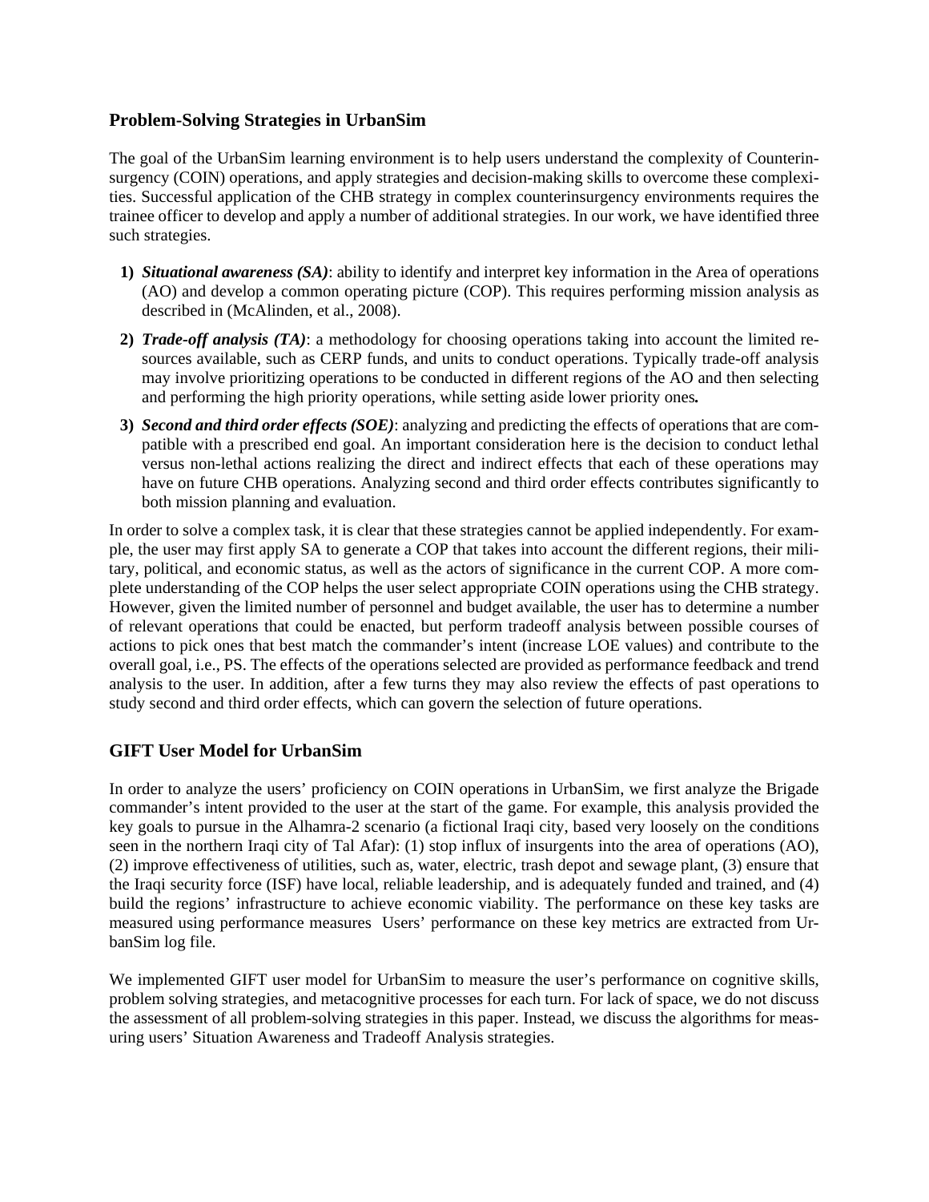## Problem-Solving Strategies in UrbanSim

The goal of the UrbanSim learning environment is to help users understand the complexity of Counterinsurgency (COIN) operations, and apply strategies and decision-making skills to overcome these complexities. Successful application of the CHB strategy in complex counterinsurgency environments requires the trainee officer to develop and apply a number of additional strategies. In our work, we have identified three such strategies.

1) ***Situational awareness (SA)***: ability to identify and interpret key information in the Area of operations (AO) and develop a common operating picture (COP). This requires performing mission analysis as described in (McAlinden, et al., 2008).
2) ***Trade-off analysis (TA)***: a methodology for choosing operations taking into account the limited resources available, such as CERP funds, and units to conduct operations. Typically trade-off analysis may involve prioritizing operations to be conducted in different regions of the AO and then selecting and performing the high priority operations, while setting aside lower priority ones**.**
3) ***Second and third order effects (SOE)***: analyzing and predicting the effects of operations that are compatible with a prescribed end goal. An important consideration here is the decision to conduct lethal versus non-lethal actions realizing the direct and indirect effects that each of these operations may have on future CHB operations. Analyzing second and third order effects contributes significantly to both mission planning and evaluation.

In order to solve a complex task, it is clear that these strategies cannot be applied independently. For example, the user may first apply SA to generate a COP that takes into account the different regions, their military, political, and economic status, as well as the actors of significance in the current COP. A more complete understanding of the COP helps the user select appropriate COIN operations using the CHB strategy. However, given the limited number of personnel and budget available, the user has to determine a number of relevant operations that could be enacted, but perform tradeoff analysis between possible courses of actions to pick ones that best match the commander's intent (increase LOE values) and contribute to the overall goal, i.e., PS. The effects of the operations selected are provided as performance feedback and trend analysis to the user. In addition, after a few turns they may also review the effects of past operations to study second and third order effects, which can govern the selection of future operations.

## GIFT User Model for UrbanSim

In order to analyze the users' proficiency on COIN operations in UrbanSim, we first analyze the Brigade commander's intent provided to the user at the start of the game. For example, this analysis provided the key goals to pursue in the Alhamra-2 scenario (a fictional Iraqi city, based very loosely on the conditions seen in the northern Iraqi city of Tal Afar): (1) stop influx of insurgents into the area of operations (AO), (2) improve effectiveness of utilities, such as, water, electric, trash depot and sewage plant, (3) ensure that the Iraqi security force (ISF) have local, reliable leadership, and is adequately funded and trained, and (4) build the regions' infrastructure to achieve economic viability. The performance on these key tasks are measured using performance measures Users' performance on these key metrics are extracted from UrbanSim log file.

We implemented GIFT user model for UrbanSim to measure the user's performance on cognitive skills, problem solving strategies, and metacognitive processes for each turn. For lack of space, we do not discuss the assessment of all problem-solving strategies in this paper. Instead, we discuss the algorithms for measuring users' Situation Awareness and Tradeoff Analysis strategies.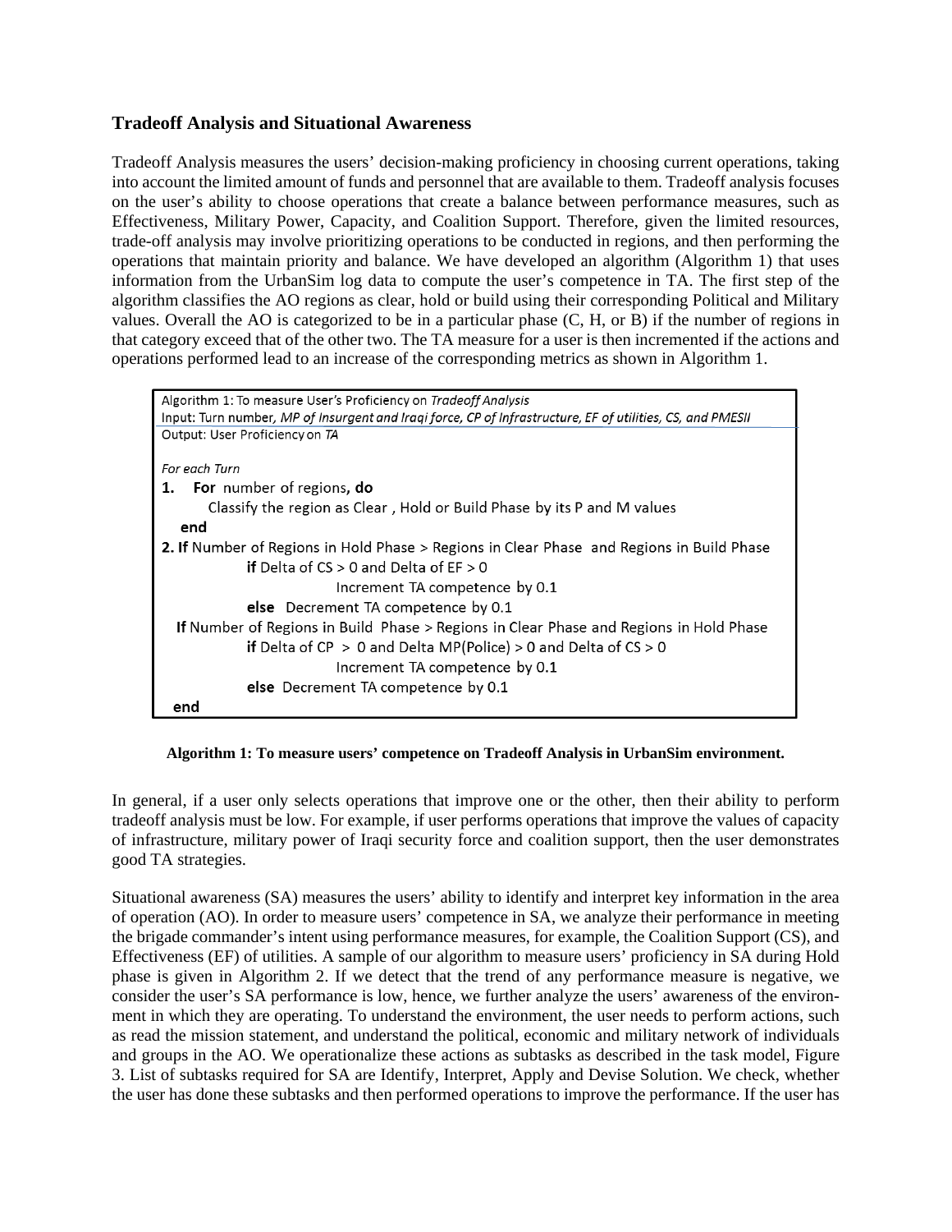### Tradeoff Analysis and Situational Awareness

Tradeoff Analysis measures the users' decision-making proficiency in choosing current operations, taking into account the limited amount of funds and personnel that are available to them. Tradeoff analysis focuses on the user's ability to choose operations that create a balance between performance measures, such as Effectiveness, Military Power, Capacity, and Coalition Support. Therefore, given the limited resources, trade-off analysis may involve prioritizing operations to be conducted in regions, and then performing the operations that maintain priority and balance. We have developed an algorithm (Algorithm 1) that uses information from the UrbanSim log data to compute the user's competence in TA. The first step of the algorithm classifies the AO regions as clear, hold or build using their corresponding Political and Military values. Overall the AO is categorized to be in a particular phase (C, H, or B) if the number of regions in that category exceed that of the other two. The TA measure for a user is then incremented if the actions and operations performed lead to an increase of the corresponding metrics as shown in Algorithm 1.

```
Algorithm 1: To measure User's Proficiency on Tradeoff Analysis
Input: Turn number, MP of Insurgent and Iraqi force, CP of Infrastructure, EF of utilities, CS, and PMESII
Output: User Proficiency on TA

For each Turn
1.  For number of regions, do
        Classify the region as Clear , Hold or Build Phase by its P and M values
    end
2. If Number of Regions in Hold Phase > Regions in Clear Phase and Regions in Build Phase
        if Delta of CS > 0 and Delta of EF > 0
                Increment TA competence by 0.1
        else  Decrement TA competence by 0.1
   If Number of Regions in Build Phase > Regions in Clear Phase and Regions in Hold Phase
        if Delta of CP > 0 and Delta MP(Police) > 0 and Delta of CS > 0
                Increment TA competence by 0.1
        else  Decrement TA competence by 0.1
  end
```

**Algorithm 1: To measure users' competence on Tradeoff Analysis in UrbanSim environment.**

In general, if a user only selects operations that improve one or the other, then their ability to perform tradeoff analysis must be low. For example, if user performs operations that improve the values of capacity of infrastructure, military power of Iraqi security force and coalition support, then the user demonstrates good TA strategies.

Situational awareness (SA) measures the users' ability to identify and interpret key information in the area of operation (AO). In order to measure users' competence in SA, we analyze their performance in meeting the brigade commander's intent using performance measures, for example, the Coalition Support (CS), and Effectiveness (EF) of utilities. A sample of our algorithm to measure users' proficiency in SA during Hold phase is given in Algorithm 2. If we detect that the trend of any performance measure is negative, we consider the user's SA performance is low, hence, we further analyze the users' awareness of the environment in which they are operating. To understand the environment, the user needs to perform actions, such as read the mission statement, and understand the political, economic and military network of individuals and groups in the AO. We operationalize these actions as subtasks as described in the task model, Figure 3. List of subtasks required for SA are Identify, Interpret, Apply and Devise Solution. We check, whether the user has done these subtasks and then performed operations to improve the performance. If the user has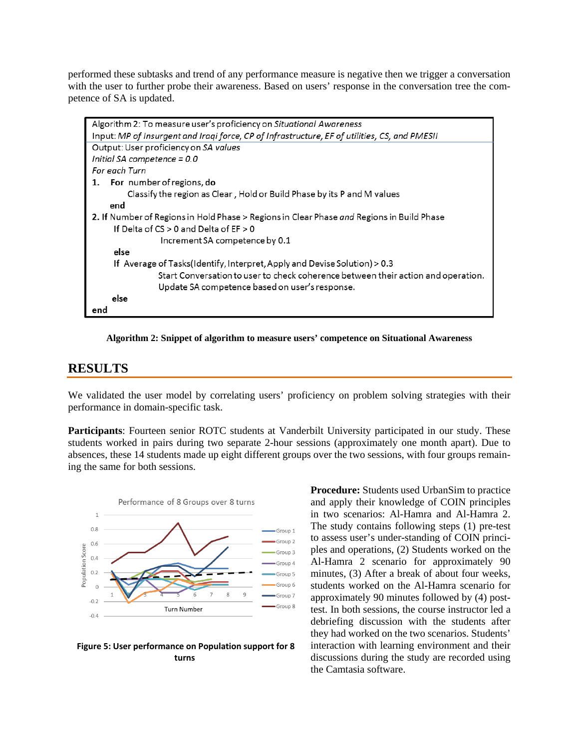performed these subtasks and trend of any performance measure is negative then we trigger a conversation with the user to further probe their awareness. Based on users' response in the conversation tree the competence of SA is updated.

```
Algorithm 2: To measure user's proficiency on Situational Awareness
Input: MP of Insurgent and Iraqi force, CP of Infrastructure, EF of utilities, CS, and PMESII
Output: User proficiency on SA values
Initial SA competence = 0.0
For each Turn
1.  For number of regions, do
        Classify the region as Clear , Hold or Build Phase by its P and M values
    end
2. If Number of Regions in Hold Phase > Regions in Clear Phase and Regions in Build Phase
      If Delta of CS > 0 and Delta of EF > 0
              Increment SA competence by 0.1
      else
      If Average of Tasks(Identify, Interpret, Apply and Devise Solution) > 0.3
              Start Conversation to user to check coherence between their action and operation.
              Update SA competence based on user's response.
      else
end
```

**Algorithm 2: Snippet of algorithm to measure users' competence on Situational Awareness**

## RESULTS

We validated the user model by correlating users' proficiency on problem solving strategies with their performance in domain-specific task.

**Participants**: Fourteen senior ROTC students at Vanderbilt University participated in our study. These students worked in pairs during two separate 2-hour sessions (approximately one month apart). Due to absences, these 14 students made up eight different groups over the two sessions, with four groups remaining the same for both sessions.

**Figure 5: User performance on Population support for 8 turns**

**Procedure:** Students used UrbanSim to practice and apply their knowledge of COIN principles in two scenarios: Al-Hamra and Al-Hamra 2. The study contains following steps (1) pre-test to assess user's under-standing of COIN principles and operations, (2) Students worked on the Al-Hamra 2 scenario for approximately 90 minutes, (3) After a break of about four weeks, students worked on the Al-Hamra scenario for approximately 90 minutes followed by (4) post-test. In both sessions, the course instructor led a debriefing discussion with the students after they had worked on the two scenarios. Students' interaction with learning environment and their discussions during the study are recorded using the Camtasia software.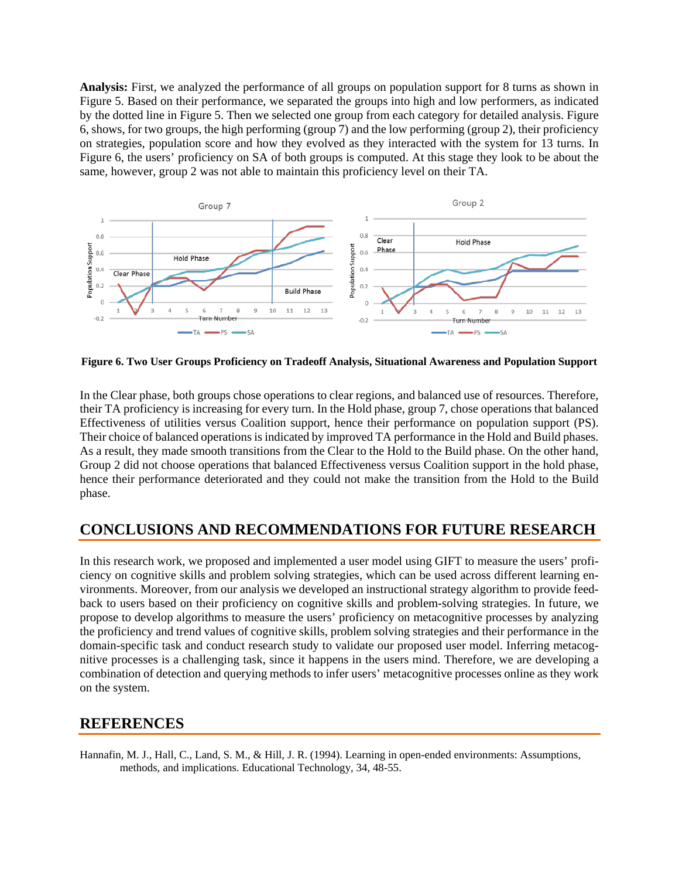**Analysis:** First, we analyzed the performance of all groups on population support for 8 turns as shown in Figure 5. Based on their performance, we separated the groups into high and low performers, as indicated by the dotted line in Figure 5. Then we selected one group from each category for detailed analysis. Figure 6, shows, for two groups, the high performing (group 7) and the low performing (group 2), their proficiency on strategies, population score and how they evolved as they interacted with the system for 13 turns. In Figure 6, the users' proficiency on SA of both groups is computed. At this stage they look to be about the same, however, group 2 was not able to maintain this proficiency level on their TA.

**Figure 6. Two User Groups Proficiency on Tradeoff Analysis, Situational Awareness and Population Support**

In the Clear phase, both groups chose operations to clear regions, and balanced use of resources. Therefore, their TA proficiency is increasing for every turn. In the Hold phase, group 7, chose operations that balanced Effectiveness of utilities versus Coalition support, hence their performance on population support (PS). Their choice of balanced operations is indicated by improved TA performance in the Hold and Build phases. As a result, they made smooth transitions from the Clear to the Hold to the Build phase. On the other hand, Group 2 did not choose operations that balanced Effectiveness versus Coalition support in the hold phase, hence their performance deteriorated and they could not make the transition from the Hold to the Build phase.

## CONCLUSIONS AND RECOMMENDATIONS FOR FUTURE RESEARCH

In this research work, we proposed and implemented a user model using GIFT to measure the users' proficiency on cognitive skills and problem solving strategies, which can be used across different learning environments. Moreover, from our analysis we developed an instructional strategy algorithm to provide feedback to users based on their proficiency on cognitive skills and problem-solving strategies. In future, we propose to develop algorithms to measure the users' proficiency on metacognitive processes by analyzing the proficiency and trend values of cognitive skills, problem solving strategies and their performance in the domain-specific task and conduct research study to validate our proposed user model. Inferring metacognitive processes is a challenging task, since it happens in the users mind. Therefore, we are developing a combination of detection and querying methods to infer users' metacognitive processes online as they work on the system.

## REFERENCES

Hannafin, M. J., Hall, C., Land, S. M., & Hill, J. R. (1994). Learning in open-ended environments: Assumptions, methods, and implications. Educational Technology, 34, 48-55.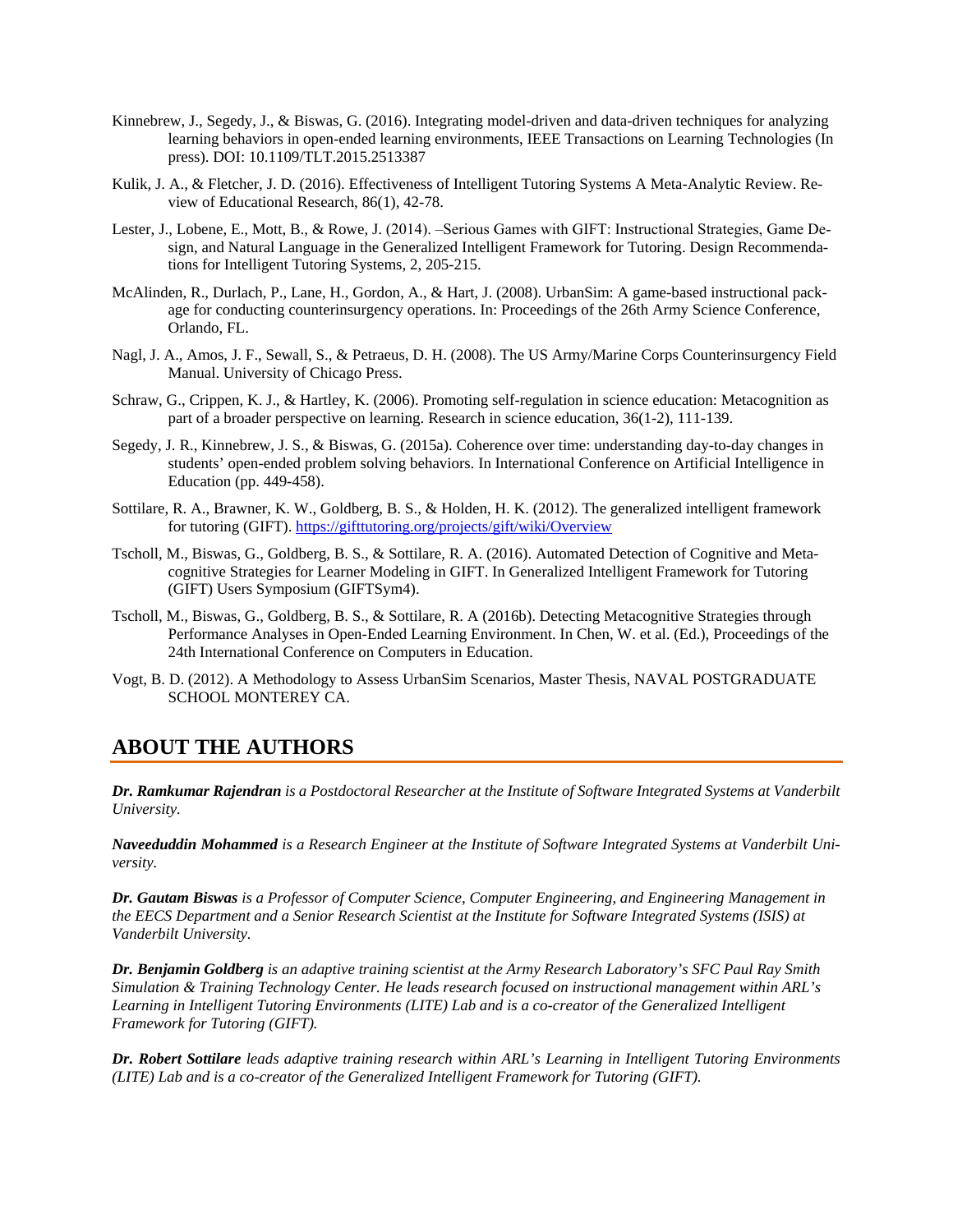Kinnebrew, J., Segedy, J., & Biswas, G. (2016). Integrating model-driven and data-driven techniques for analyzing learning behaviors in open-ended learning environments, IEEE Transactions on Learning Technologies (In press). DOI: 10.1109/TLT.2015.2513387

Kulik, J. A., & Fletcher, J. D. (2016). Effectiveness of Intelligent Tutoring Systems A Meta-Analytic Review. Review of Educational Research, 86(1), 42-78.

Lester, J., Lobene, E., Mott, B., & Rowe, J. (2014). –Serious Games with GIFT: Instructional Strategies, Game Design, and Natural Language in the Generalized Intelligent Framework for Tutoring. Design Recommendations for Intelligent Tutoring Systems, 2, 205-215.

McAlinden, R., Durlach, P., Lane, H., Gordon, A., & Hart, J. (2008). UrbanSim: A game-based instructional package for conducting counterinsurgency operations. In: Proceedings of the 26th Army Science Conference, Orlando, FL.

Nagl, J. A., Amos, J. F., Sewall, S., & Petraeus, D. H. (2008). The US Army/Marine Corps Counterinsurgency Field Manual. University of Chicago Press.

Schraw, G., Crippen, K. J., & Hartley, K. (2006). Promoting self-regulation in science education: Metacognition as part of a broader perspective on learning. Research in science education, 36(1-2), 111-139.

Segedy, J. R., Kinnebrew, J. S., & Biswas, G. (2015a). Coherence over time: understanding day-to-day changes in students' open-ended problem solving behaviors. In International Conference on Artificial Intelligence in Education (pp. 449-458).

Sottilare, R. A., Brawner, K. W., Goldberg, B. S., & Holden, H. K. (2012). The generalized intelligent framework for tutoring (GIFT). https://gifttutoring.org/projects/gift/wiki/Overview

Tscholl, M., Biswas, G., Goldberg, B. S., & Sottilare, R. A. (2016). Automated Detection of Cognitive and Metacognitive Strategies for Learner Modeling in GIFT. In Generalized Intelligent Framework for Tutoring (GIFT) Users Symposium (GIFTSym4).

Tscholl, M., Biswas, G., Goldberg, B. S., & Sottilare, R. A (2016b). Detecting Metacognitive Strategies through Performance Analyses in Open-Ended Learning Environment. In Chen, W. et al. (Ed.), Proceedings of the 24th International Conference on Computers in Education.

Vogt, B. D. (2012). A Methodology to Assess UrbanSim Scenarios, Master Thesis, NAVAL POSTGRADUATE SCHOOL MONTEREY CA.

## ABOUT THE AUTHORS

***Dr. Ramkumar Rajendran*** *is a Postdoctoral Researcher at the Institute of Software Integrated Systems at Vanderbilt University.*

***Naveeduddin Mohammed*** *is a Research Engineer at the Institute of Software Integrated Systems at Vanderbilt University.*

***Dr. Gautam Biswas*** *is a Professor of Computer Science, Computer Engineering, and Engineering Management in the EECS Department and a Senior Research Scientist at the Institute for Software Integrated Systems (ISIS) at Vanderbilt University.*

***Dr. Benjamin Goldberg*** *is an adaptive training scientist at the Army Research Laboratory's SFC Paul Ray Smith Simulation & Training Technology Center. He leads research focused on instructional management within ARL's Learning in Intelligent Tutoring Environments (LITE) Lab and is a co-creator of the Generalized Intelligent Framework for Tutoring (GIFT).*

***Dr. Robert Sottilare*** *leads adaptive training research within ARL's Learning in Intelligent Tutoring Environments (LITE) Lab and is a co-creator of the Generalized Intelligent Framework for Tutoring (GIFT).*